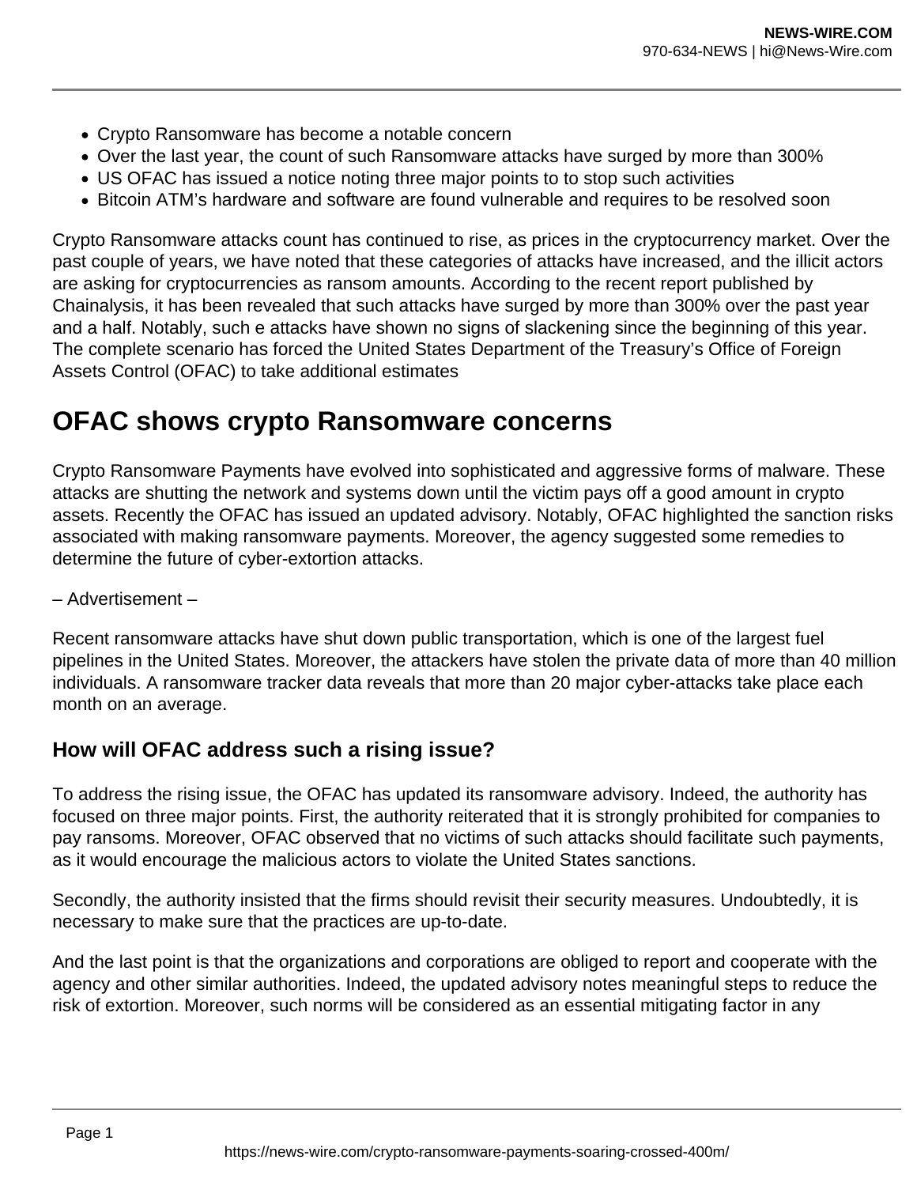- Crypto Ransomware has become a notable concern
- Over the last year, the count of such Ransomware attacks have surged by more than 300%
- US OFAC has issued a notice noting three major points to to stop such activities
- Bitcoin ATM's hardware and software are found vulnerable and requires to be resolved soon

Crypto Ransomware attacks count has continued to rise, as prices in the cryptocurrency market. Over the past couple of years, we have noted that these categories of attacks have increased, and the illicit actors are asking for cryptocurrencies as ransom amounts. According to the recent report published by Chainalysis, it has been revealed that such attacks have surged by more than 300% over the past year and a half. Notably, such e attacks have shown no signs of slackening since the beginning of this year. The complete scenario has forced the United States Department of the Treasury's Office of Foreign Assets Control (OFAC) to take additional estimates

# OFAC shows crypto Ransomware concerns

Crypto Ransomware Payments have evolved into sophisticated and aggressive forms of malware. These attacks are shutting the network and systems down until the victim pays off a good amount in crypto assets. Recently the OFAC has issued an updated advisory. Notably, OFAC highlighted the sanction risks associated with making ransomware payments. Moreover, the agency suggested some remedies to determine the future of cyber-extortion attacks.

– Advertisement –

Recent ransomware attacks have shut down public transportation, which is one of the largest fuel pipelines in the United States. Moreover, the attackers have stolen the private data of more than 40 million individuals. A ransomware tracker data reveals that more than 20 major cyber-attacks take place each month on an average.

## How will OFAC address such a rising issue?

To address the rising issue, the OFAC has updated its ransomware advisory. Indeed, the authority has focused on three major points. First, the authority reiterated that it is strongly prohibited for companies to pay ransoms. Moreover, OFAC observed that no victims of such attacks should facilitate such payments, as it would encourage the malicious actors to violate the United States sanctions.

Secondly, the authority insisted that the firms should revisit their security measures. Undoubtedly, it is necessary to make sure that the practices are up-to-date.

And the last point is that the organizations and corporations are obliged to report and cooperate with the agency and other similar authorities. Indeed, the updated advisory notes meaningful steps to reduce the risk of extortion. Moreover, such norms will be considered as an essential mitigating factor in any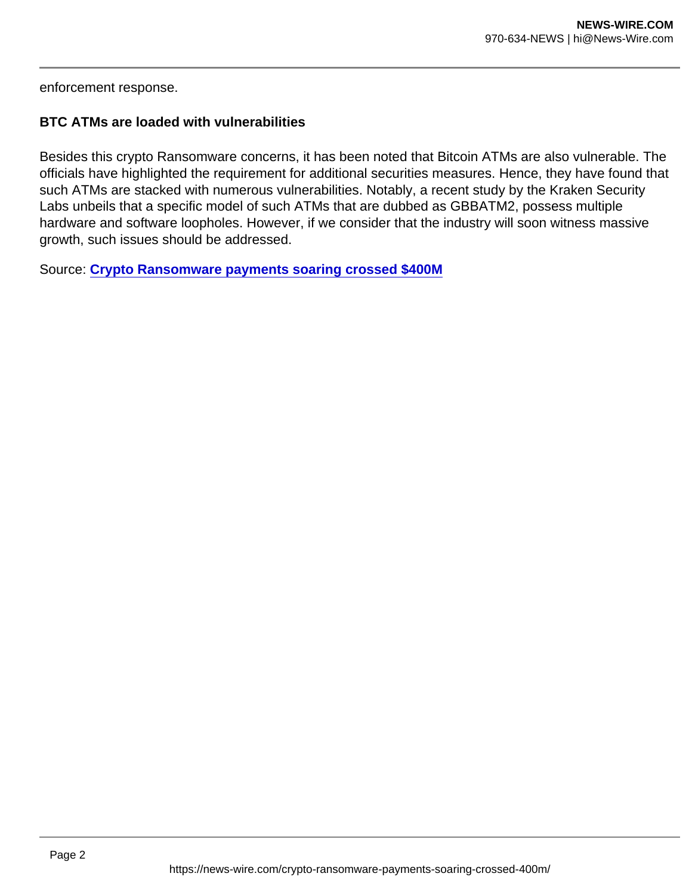enforcement response.

**BTC ATMs are loaded with vulnerabilities**

Besides this crypto Ransomware concerns, it has been noted that Bitcoin ATMs are also vulnerable. The officials have highlighted the requirement for additional securities measures. Hence, they have found that such ATMs are stacked with numerous vulnerabilities. Notably, a recent study by the Kraken Security Labs unbeils that a specific model of such ATMs that are dubbed as GBBATM2, possess multiple hardware and software loopholes. However, if we consider that the industry will soon witness massive growth, such issues should be addressed.

Source: **Crypto Ransomware payments soaring crossed $400M**